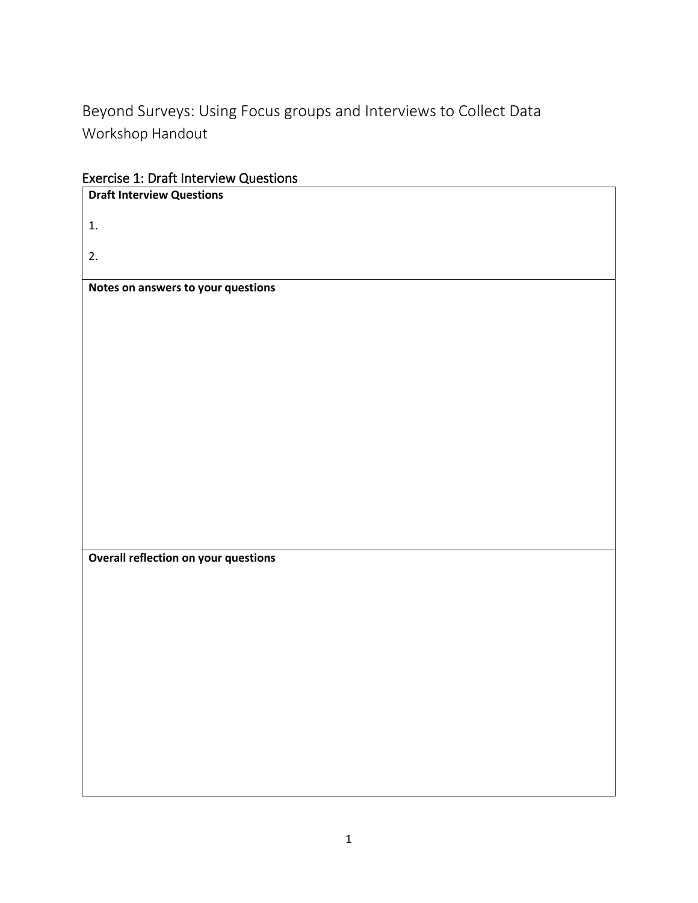# Beyond Surveys: Using Focus groups and Interviews to Collect Data

Workshop Handout

## Exercise 1: Draft Interview Questions

| **Draft Interview Questions**<br><br>1.<br><br>2. |
| --- |
| **Notes on answers to your questions** |
| **Overall reflection on your questions** |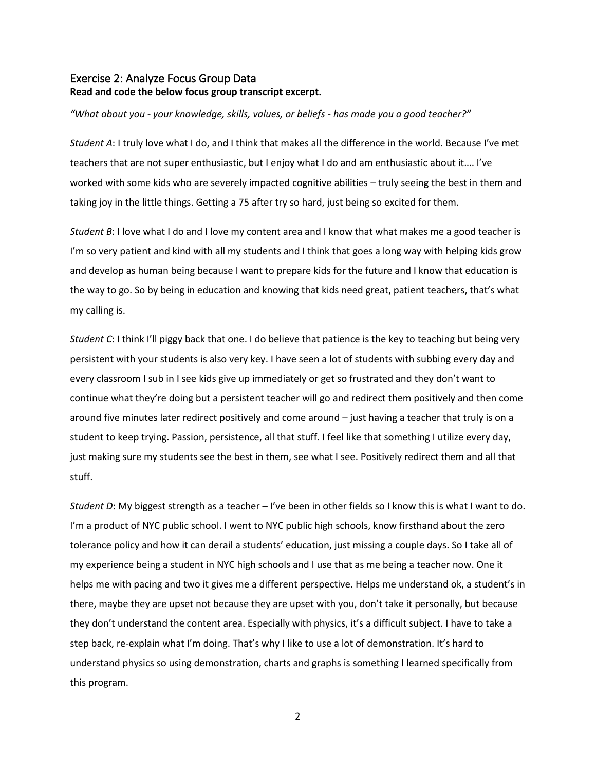## Exercise 2: Analyze Focus Group Data

**Read and code the below focus group transcript excerpt.**

*"What about you - your knowledge, skills, values, or beliefs - has made you a good teacher?"*

*Student A*: I truly love what I do, and I think that makes all the difference in the world. Because I've met teachers that are not super enthusiastic, but I enjoy what I do and am enthusiastic about it…. I've worked with some kids who are severely impacted cognitive abilities – truly seeing the best in them and taking joy in the little things. Getting a 75 after try so hard, just being so excited for them.

*Student B*: I love what I do and I love my content area and I know that what makes me a good teacher is I'm so very patient and kind with all my students and I think that goes a long way with helping kids grow and develop as human being because I want to prepare kids for the future and I know that education is the way to go. So by being in education and knowing that kids need great, patient teachers, that's what my calling is.

*Student C*: I think I'll piggy back that one. I do believe that patience is the key to teaching but being very persistent with your students is also very key. I have seen a lot of students with subbing every day and every classroom I sub in I see kids give up immediately or get so frustrated and they don't want to continue what they're doing but a persistent teacher will go and redirect them positively and then come around five minutes later redirect positively and come around – just having a teacher that truly is on a student to keep trying. Passion, persistence, all that stuff. I feel like that something I utilize every day, just making sure my students see the best in them, see what I see. Positively redirect them and all that stuff.

*Student D*: My biggest strength as a teacher – I've been in other fields so I know this is what I want to do. I'm a product of NYC public school. I went to NYC public high schools, know firsthand about the zero tolerance policy and how it can derail a students' education, just missing a couple days. So I take all of my experience being a student in NYC high schools and I use that as me being a teacher now. One it helps me with pacing and two it gives me a different perspective. Helps me understand ok, a student's in there, maybe they are upset not because they are upset with you, don't take it personally, but because they don't understand the content area. Especially with physics, it's a difficult subject. I have to take a step back, re-explain what I'm doing. That's why I like to use a lot of demonstration. It's hard to understand physics so using demonstration, charts and graphs is something I learned specifically from this program.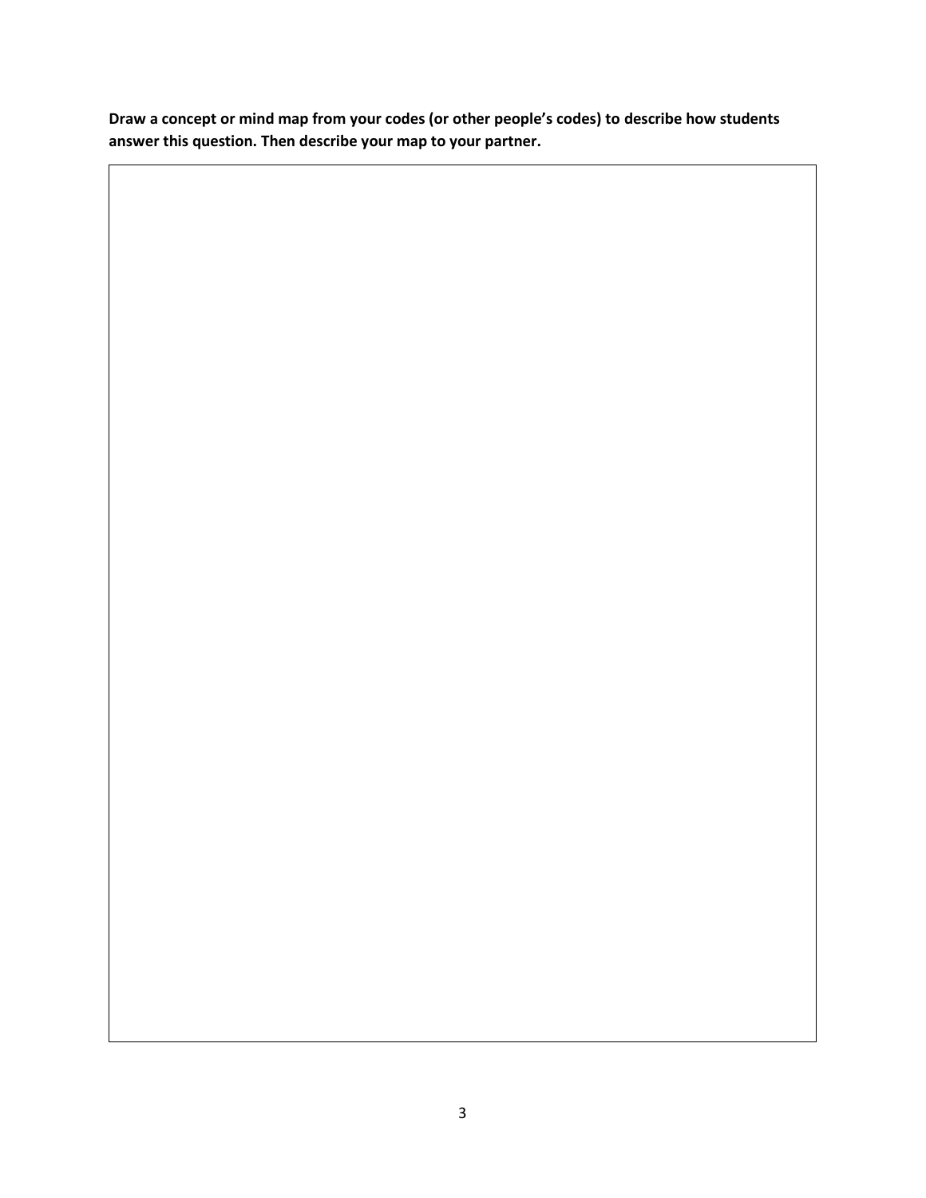**Draw a concept or mind map from your codes (or other people's codes) to describe how students answer this question. Then describe your map to your partner.**